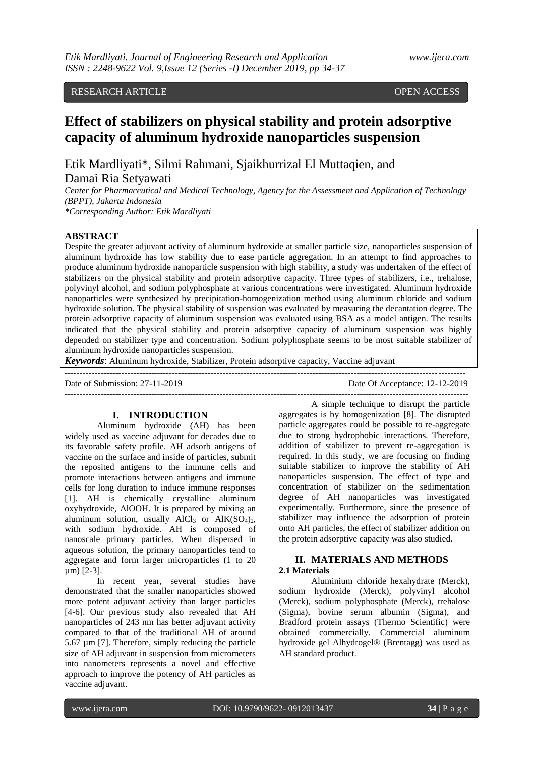RESEARCH ARTICLE OPEN ACCESS

# Effect of stabilizers on physical stability and protein adsorptive capacity of aluminum hydroxide nanoparticles suspension

Etik Mardliyati*, Silmi Rahmani, Sjaikhurrizal El Muttaqien, and Damai Ria Setyawati

*Center for Pharmaceutical and Medical Technology, Agency for the Assessment and Application of Technology (BPPT), Jakarta Indonesia*
*\*Corresponding Author: Etik Mardliyati*

## ABSTRACT

Despite the greater adjuvant activity of aluminum hydroxide at smaller particle size, nanoparticles suspension of aluminum hydroxide has low stability due to ease particle aggregation. In an attempt to find approaches to produce aluminum hydroxide nanoparticle suspension with high stability, a study was undertaken of the effect of stabilizers on the physical stability and protein adsorptive capacity. Three types of stabilizers, i.e., trehalose, polyvinyl alcohol, and sodium polyphosphate at various concentrations were investigated. Aluminum hydroxide nanoparticles were synthesized by precipitation-homogenization method using aluminum chloride and sodium hydroxide solution. The physical stability of suspension was evaluated by measuring the decantation degree. The protein adsorptive capacity of aluminum suspension was evaluated using BSA as a model antigen. The results indicated that the physical stability and protein adsorptive capacity of aluminum suspension was highly depended on stabilizer type and concentration. Sodium polyphosphate seems to be most suitable stabilizer of aluminum hydroxide nanoparticles suspension.

***Keywords***: Aluminum hydroxide, Stabilizer, Protein adsorptive capacity, Vaccine adjuvant

Date of Submission: 27-11-2019 Date Of Acceptance: 12-12-2019

## I. INTRODUCTION

Aluminum hydroxide (AH) has been widely used as vaccine adjuvant for decades due to its favorable safety profile. AH adsorb antigens of vaccine on the surface and inside of particles, submit the reposited antigens to the immune cells and promote interactions between antigens and immune cells for long duration to induce immune responses [1]. AH is chemically crystalline aluminum oxyhydroxide, AlOOH. It is prepared by mixing an aluminum solution, usually $AlCl_3$ or $AlK(SO_4)_2$, with sodium hydroxide. AH is composed of nanoscale primary particles. When dispersed in aqueous solution, the primary nanoparticles tend to aggregate and form larger microparticles (1 to 20 µm) [2-3].

In recent year, several studies have demonstrated that the smaller nanoparticles showed more potent adjuvant activity than larger particles [4-6]. Our previous study also revealed that AH nanoparticles of 243 nm has better adjuvant activity compared to that of the traditional AH of around 5.67 µm [7]. Therefore, simply reducing the particle size of AH adjuvant in suspension from micrometers into nanometers represents a novel and effective approach to improve the potency of AH particles as vaccine adjuvant.

A simple technique to disrupt the particle aggregates is by homogenization [8]. The disrupted particle aggregates could be possible to re-aggregate due to strong hydrophobic interactions. Therefore, addition of stabilizer to prevent re-aggregation is required. In this study, we are focusing on finding suitable stabilizer to improve the stability of AH nanoparticles suspension. The effect of type and concentration of stabilizer on the sedimentation degree of AH nanoparticles was investigated experimentally. Furthermore, since the presence of stabilizer may influence the adsorption of protein onto AH particles, the effect of stabilizer addition on the protein adsorptive capacity was also studied.

## II. MATERIALS AND METHODS

### 2.1 Materials

Aluminium chloride hexahydrate (Merck), sodium hydroxide (Merck), polyvinyl alcohol (Merck), sodium polyphosphate (Merck), trehalose (Sigma), bovine serum albumin (Sigma), and Bradford protein assays (Thermo Scientific) were obtained commercially. Commercial aluminum hydroxide gel Alhydrogel® (Brentagg) was used as AH standard product.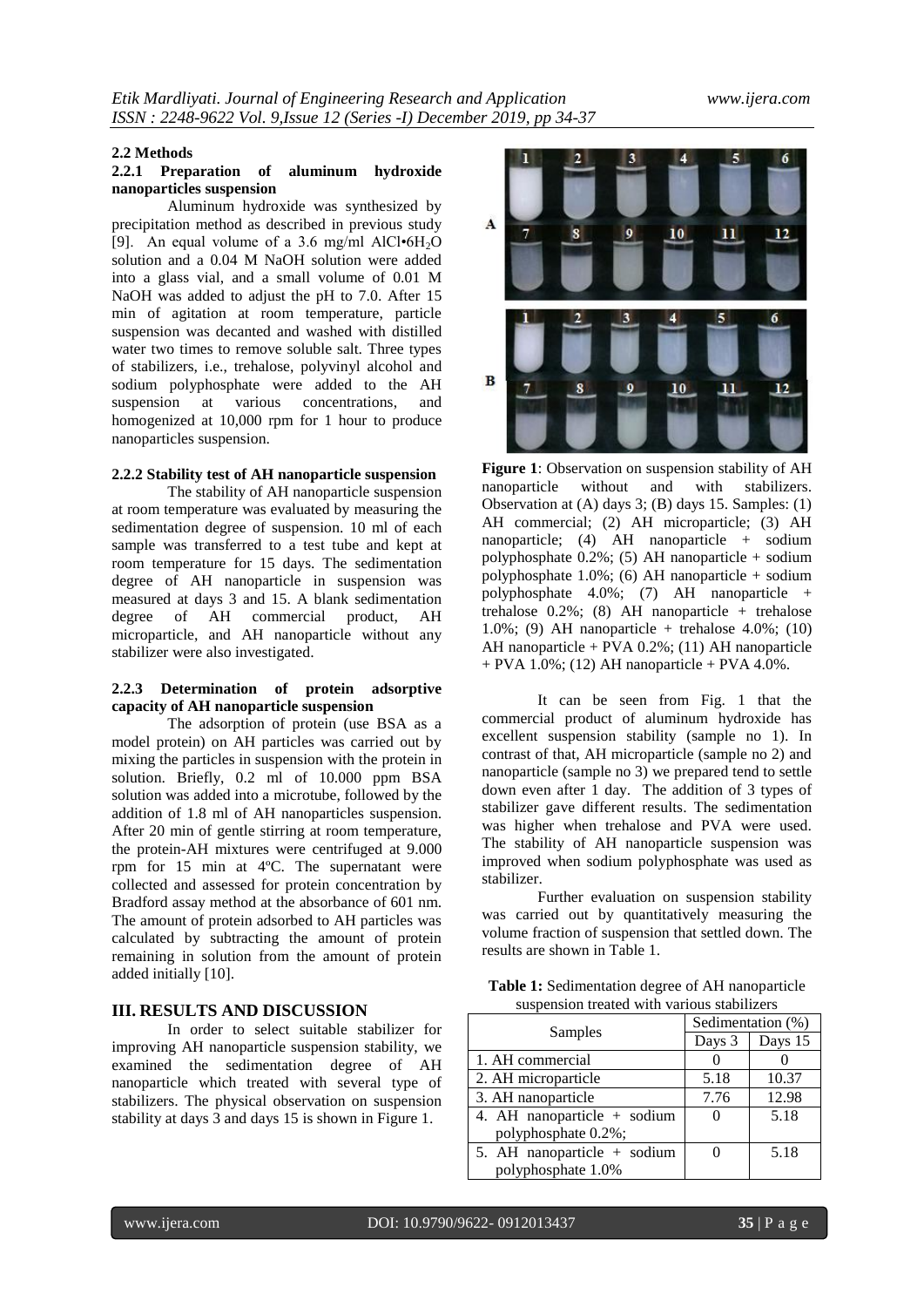### 2.2 Methods

#### 2.2.1 Preparation of aluminum hydroxide nanoparticles suspension

Aluminum hydroxide was synthesized by precipitation method as described in previous study [9]. An equal volume of a 3.6 mg/ml $AlCl•6H_2O$ solution and a 0.04 M NaOH solution were added into a glass vial, and a small volume of 0.01 M NaOH was added to adjust the pH to 7.0. After 15 min of agitation at room temperature, particle suspension was decanted and washed with distilled water two times to remove soluble salt. Three types of stabilizers, i.e., trehalose, polyvinyl alcohol and sodium polyphosphate were added to the AH suspension at various concentrations, and homogenized at 10,000 rpm for 1 hour to produce nanoparticles suspension.

#### 2.2.2 Stability test of AH nanoparticle suspension

The stability of AH nanoparticle suspension at room temperature was evaluated by measuring the sedimentation degree of suspension. 10 ml of each sample was transferred to a test tube and kept at room temperature for 15 days. The sedimentation degree of AH nanoparticle in suspension was measured at days 3 and 15. A blank sedimentation degree of AH commercial product, AH microparticle, and AH nanoparticle without any stabilizer were also investigated.

#### 2.2.3 Determination of protein adsorptive capacity of AH nanoparticle suspension

The adsorption of protein (use BSA as a model protein) on AH particles was carried out by mixing the particles in suspension with the protein in solution. Briefly, 0.2 ml of 10.000 ppm BSA solution was added into a microtube, followed by the addition of 1.8 ml of AH nanoparticles suspension. After 20 min of gentle stirring at room temperature, the protein-AH mixtures were centrifuged at 9.000 rpm for 15 min at 4ºC. The supernatant were collected and assessed for protein concentration by Bradford assay method at the absorbance of 601 nm. The amount of protein adsorbed to AH particles was calculated by subtracting the amount of protein remaining in solution from the amount of protein added initially [10].

## III. RESULTS AND DISCUSSION

In order to select suitable stabilizer for improving AH nanoparticle suspension stability, we examined the sedimentation degree of AH nanoparticle which treated with several type of stabilizers. The physical observation on suspension stability at days 3 and days 15 is shown in Figure 1.

**Figure 1**: Observation on suspension stability of AH nanoparticle without and with stabilizers. Observation at (A) days 3; (B) days 15. Samples: (1) AH commercial; (2) AH microparticle; (3) AH nanoparticle; (4) AH nanoparticle + sodium polyphosphate 0.2%; (5) AH nanoparticle + sodium polyphosphate 1.0%; (6) AH nanoparticle + sodium polyphosphate 4.0%; (7) AH nanoparticle + trehalose 0.2%; (8) AH nanoparticle + trehalose 1.0%; (9) AH nanoparticle + trehalose 4.0%; (10) AH nanoparticle + PVA 0.2%; (11) AH nanoparticle + PVA 1.0%; (12) AH nanoparticle + PVA 4.0%.

It can be seen from Fig. 1 that the commercial product of aluminum hydroxide has excellent suspension stability (sample no 1). In contrast of that, AH microparticle (sample no 2) and nanoparticle (sample no 3) we prepared tend to settle down even after 1 day. The addition of 3 types of stabilizer gave different results. The sedimentation was higher when trehalose and PVA were used. The stability of AH nanoparticle suspension was improved when sodium polyphosphate was used as stabilizer.

Further evaluation on suspension stability was carried out by quantitatively measuring the volume fraction of suspension that settled down. The results are shown in Table 1.

**Table 1:** Sedimentation degree of AH nanoparticle suspension treated with various stabilizers

| Samples | Sedimentation (%) | |
|---|---|---|
| | Days 3 | Days 15 |
| 1. AH commercial | 0 | 0 |
| 2. AH microparticle | 5.18 | 10.37 |
| 3. AH nanoparticle | 7.76 | 12.98 |
| 4. AH nanoparticle + sodium polyphosphate 0.2%; | 0 | 5.18 |
| 5. AH nanoparticle + sodium polyphosphate 1.0% | 0 | 5.18 |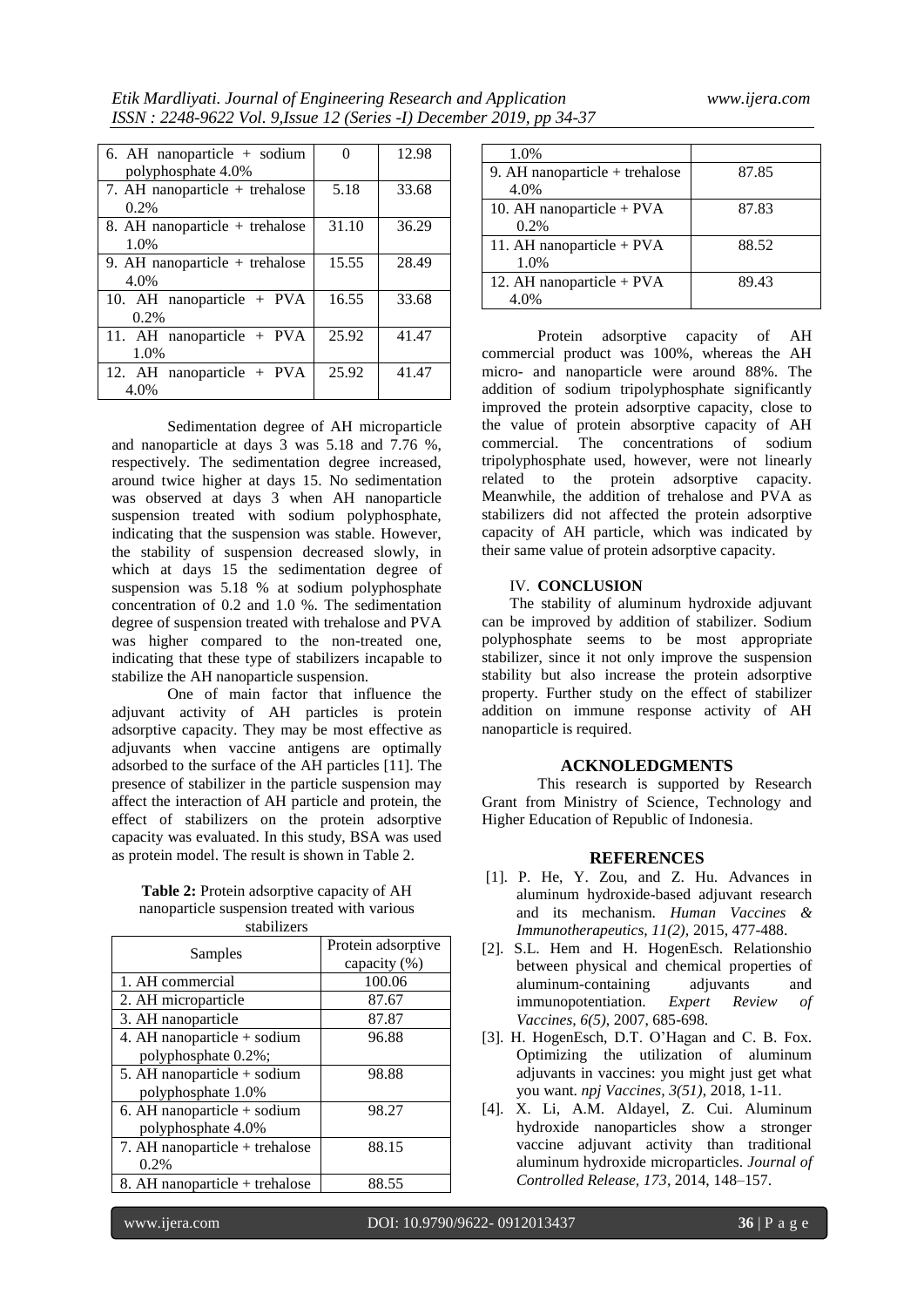| 6. AH nanoparticle + sodium polyphosphate 4.0% | 0 | 12.98 |
|---|---|---|
| 7. AH nanoparticle + trehalose 0.2% | 5.18 | 33.68 |
| 8. AH nanoparticle + trehalose 1.0% | 31.10 | 36.29 |
| 9. AH nanoparticle + trehalose 4.0% | 15.55 | 28.49 |
| 10. AH nanoparticle + PVA 0.2% | 16.55 | 33.68 |
| 11. AH nanoparticle + PVA 1.0% | 25.92 | 41.47 |
| 12. AH nanoparticle + PVA 4.0% | 25.92 | 41.47 |

Sedimentation degree of AH microparticle and nanoparticle at days 3 was 5.18 and 7.76 %, respectively. The sedimentation degree increased, around twice higher at days 15. No sedimentation was observed at days 3 when AH nanoparticle suspension treated with sodium polyphosphate, indicating that the suspension was stable. However, the stability of suspension decreased slowly, in which at days 15 the sedimentation degree of suspension was 5.18 % at sodium polyphosphate concentration of 0.2 and 1.0 %. The sedimentation degree of suspension treated with trehalose and PVA was higher compared to the non-treated one, indicating that these type of stabilizers incapable to stabilize the AH nanoparticle suspension.

One of main factor that influence the adjuvant activity of AH particles is protein adsorptive capacity. They may be most effective as adjuvants when vaccine antigens are optimally adsorbed to the surface of the AH particles [11]. The presence of stabilizer in the particle suspension may affect the interaction of AH particle and protein, the effect of stabilizers on the protein adsorptive capacity was evaluated. In this study, BSA was used as protein model. The result is shown in Table 2.

**Table 2:** Protein adsorptive capacity of AH nanoparticle suspension treated with various stabilizers

| Samples | Protein adsorptive capacity (%) |
|---|---|
| 1. AH commercial | 100.06 |
| 2. AH microparticle | 87.67 |
| 3. AH nanoparticle | 87.87 |
| 4. AH nanoparticle + sodium polyphosphate 0.2%; | 96.88 |
| 5. AH nanoparticle + sodium polyphosphate 1.0% | 98.88 |
| 6. AH nanoparticle + sodium polyphosphate 4.0% | 98.27 |
| 7. AH nanoparticle + trehalose 0.2% | 88.15 |
| 8. AH nanoparticle + trehalose 1.0% | 88.55 |
| 9. AH nanoparticle + trehalose 4.0% | 87.85 |
| 10. AH nanoparticle + PVA 0.2% | 87.83 |
| 11. AH nanoparticle + PVA 1.0% | 88.52 |
| 12. AH nanoparticle + PVA 4.0% | 89.43 |

Protein adsorptive capacity of AH commercial product was 100%, whereas the AH micro- and nanoparticle were around 88%. The addition of sodium tripolyphosphate significantly improved the protein adsorptive capacity, close to the value of protein absorptive capacity of AH commercial. The concentrations of sodium tripolyphosphate used, however, were not linearly related to the protein adsorptive capacity. Meanwhile, the addition of trehalose and PVA as stabilizers did not affected the protein adsorptive capacity of AH particle, which was indicated by their same value of protein adsorptive capacity.

## IV. CONCLUSION

The stability of aluminum hydroxide adjuvant can be improved by addition of stabilizer. Sodium polyphosphate seems to be most appropriate stabilizer, since it not only improve the suspension stability but also increase the protein adsorptive property. Further study on the effect of stabilizer addition on immune response activity of AH nanoparticle is required.

## ACKNOLEDGMENTS

This research is supported by Research Grant from Ministry of Science, Technology and Higher Education of Republic of Indonesia.

## REFERENCES

[1]. P. He, Y. Zou, and Z. Hu. Advances in aluminum hydroxide-based adjuvant research and its mechanism. *Human Vaccines & Immunotherapeutics, 11(2)*, 2015, 477-488.

[2]. S.L. Hem and H. HogenEsch. Relationshio between physical and chemical properties of aluminum-containing adjuvants and immunopotentiation. *Expert Review of Vaccines, 6(5)*, 2007, 685-698.

[3]. H. HogenEsch, D.T. O'Hagan and C. B. Fox. Optimizing the utilization of aluminum adjuvants in vaccines: you might just get what you want. *npj Vaccines, 3(51)*, 2018, 1-11.

[4]. X. Li, A.M. Aldayel, Z. Cui. Aluminum hydroxide nanoparticles show a stronger vaccine adjuvant activity than traditional aluminum hydroxide microparticles. *Journal of Controlled Release, 173*, 2014, 148–157.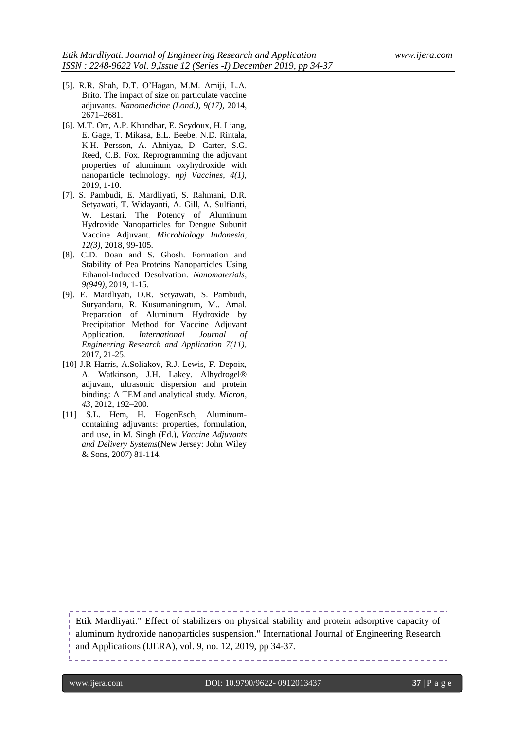[5]. R.R. Shah, D.T. O'Hagan, M.M. Amiji, L.A. Brito. The impact of size on particulate vaccine adjuvants. *Nanomedicine (Lond.), 9(17)*, 2014, 2671–2681.

[6]. M.T. Orr, A.P. Khandhar, E. Seydoux, H. Liang, E. Gage, T. Mikasa, E.L. Beebe, N.D. Rintala, K.H. Persson, A. Ahniyaz, D. Carter, S.G. Reed, C.B. Fox. Reprogramming the adjuvant properties of aluminum oxyhydroxide with nanoparticle technology. *npj Vaccines, 4(1)*, 2019, 1-10.

[7]. S. Pambudi, E. Mardliyati, S. Rahmani, D.R. Setyawati, T. Widayanti, A. Gill, A. Sulfianti, W. Lestari. The Potency of Aluminum Hydroxide Nanoparticles for Dengue Subunit Vaccine Adjuvant. *Microbiology Indonesia, 12(3)*, 2018, 99-105.

[8]. C.D. Doan and S. Ghosh. Formation and Stability of Pea Proteins Nanoparticles Using Ethanol-Induced Desolvation. *Nanomaterials, 9(949)*, 2019, 1-15.

[9]. E. Mardliyati, D.R. Setyawati, S. Pambudi, Suryandaru, R. Kusumaningrum, M.. Amal. Preparation of Aluminum Hydroxide by Precipitation Method for Vaccine Adjuvant Application. *International Journal of Engineering Research and Application 7(11)*, 2017, 21-25.

[10] J.R Harris, A.Soliakov, R.J. Lewis, F. Depoix, A. Watkinson, J.H. Lakey. Alhydrogel® adjuvant, ultrasonic dispersion and protein binding: A TEM and analytical study. *Micron, 43*, 2012, 192–200.

[11] S.L. Hem, H. HogenEsch, Aluminum-containing adjuvants: properties, formulation, and use, in M. Singh (Ed.), *Vaccine Adjuvants and Delivery Systems*(New Jersey: John Wiley & Sons, 2007) 81-114.

Etik Mardliyati." Effect of stabilizers on physical stability and protein adsorptive capacity of aluminum hydroxide nanoparticles suspension." International Journal of Engineering Research and Applications (IJERA), vol. 9, no. 12, 2019, pp 34-37.